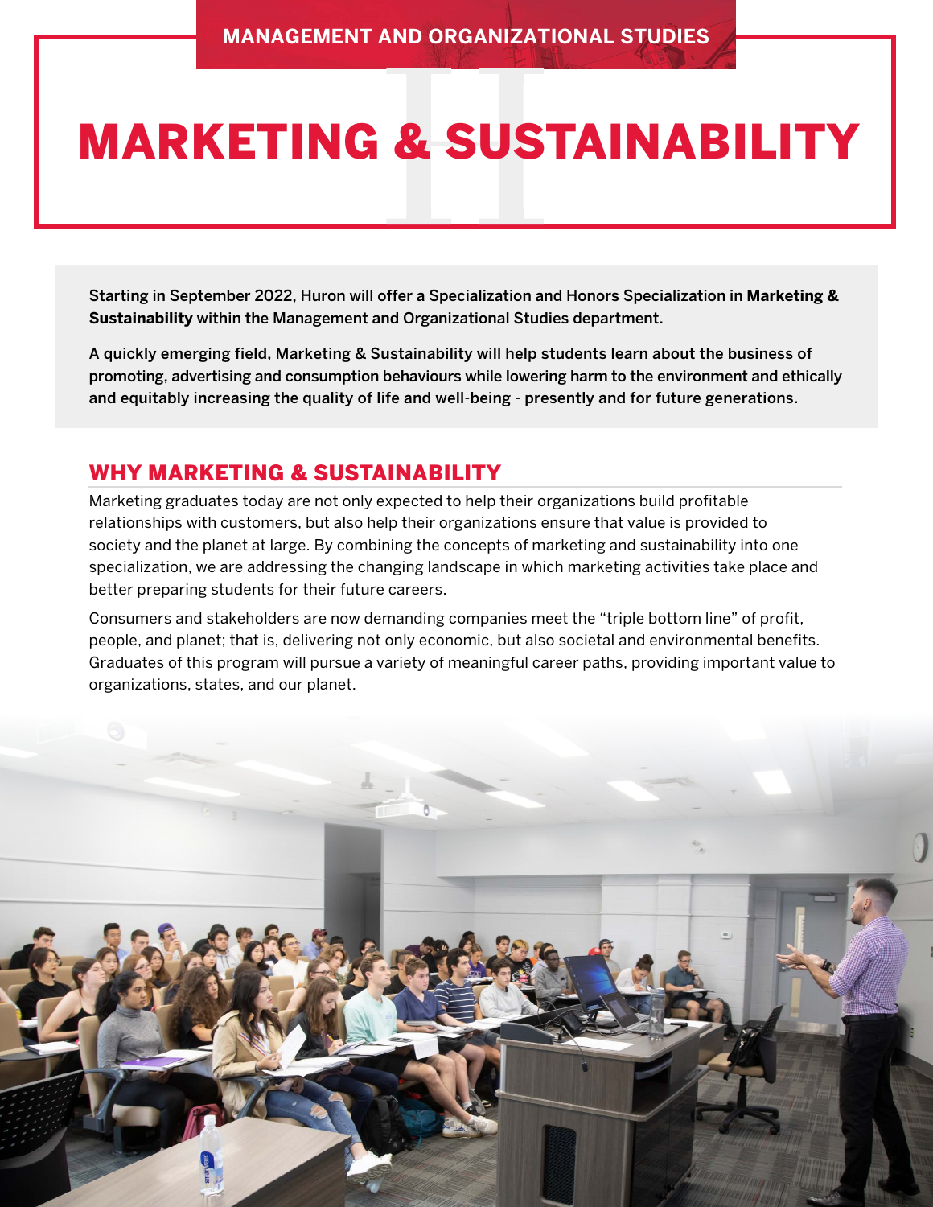MANAGEMENT AND ORGANIZATIONAL STUDIES

# MARKETING & SUSTAINABILITY

Starting in September 2022, Huron will offer a Specialization and Honors Specialization in **Marketing & Sustainability** within the Management and Organizational Studies department.

A quickly emerging field, Marketing & Sustainability will help students learn about the business of promoting, advertising and consumption behaviours while lowering harm to the environment and ethically and equitably increasing the quality of life and well-being - presently and for future generations.

## WHY MARKETING & SUSTAINABILITY

Marketing graduates today are not only expected to help their organizations build profitable relationships with customers, but also help their organizations ensure that value is provided to society and the planet at large. By combining the concepts of marketing and sustainability into one specialization, we are addressing the changing landscape in which marketing activities take place and better preparing students for their future careers.

Consumers and stakeholders are now demanding companies meet the "triple bottom line" of profit, people, and planet; that is, delivering not only economic, but also societal and environmental benefits. Graduates of this program will pursue a variety of meaningful career paths, providing important value to organizations, states, and our planet.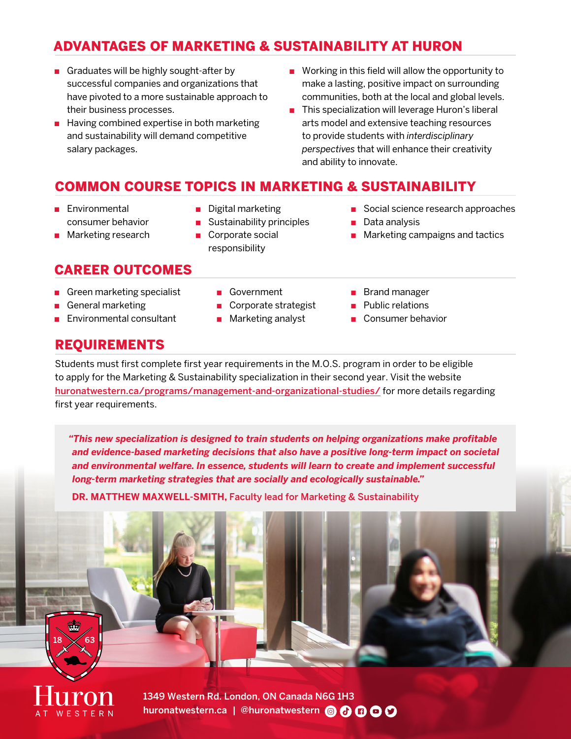## ADVANTAGES OF MARKETING & SUSTAINABILITY AT HURON

- Graduates will be highly sought-after by successful companies and organizations that have pivoted to a more sustainable approach to their business processes.
- Having combined expertise in both marketing and sustainability will demand competitive salary packages.
- Working in this field will allow the opportunity to make a lasting, positive impact on surrounding communities, both at the local and global levels.
- This specialization will leverage Huron's liberal arts model and extensive teaching resources to provide students with *interdisciplinary perspectives* that will enhance their creativity and ability to innovate.

## COMMON COURSE TOPICS IN MARKETING & SUSTAINABILITY

- Environmental consumer behavior
- Marketing research
- Digital marketing
- Sustainability principles
- Corporate social responsibility
- Social science research approaches
- Data analysis
- Marketing campaigns and tactics

## CAREER OUTCOMES

- Green marketing specialist
- General marketing
- Environmental consultant
- Government
- Corporate strategist
- Marketing analyst
- Brand manager
- Public relations
- Consumer behavior

## REQUIREMENTS

Students must first complete first year requirements in the M.O.S. program in order to be eligible to apply for the Marketing & Sustainability specialization in their second year. Visit the website huronatwestern.ca/programs/management-and-organizational-studies/ for more details regarding first year requirements.

> ***"This new specialization is designed to train students on helping organizations make profitable and evidence-based marketing decisions that also have a positive long-term impact on societal and environmental welfare. In essence, students will learn to create and implement successful long-term marketing strategies that are socially and ecologically sustainable."***
>
> **DR. MATTHEW MAXWELL-SMITH,** Faculty lead for Marketing & Sustainability

Huron AT WESTERN

1349 Western Rd. London, ON Canada N6G 1H3
huronatwestern.ca | @huronatwestern